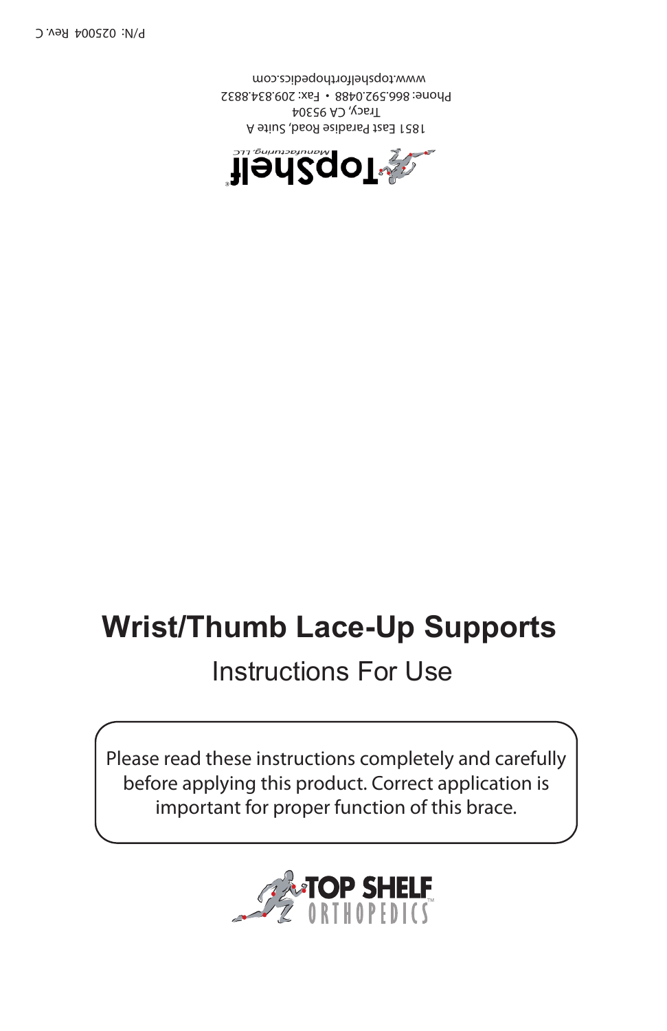P/N: 025004 Rev. C

TopShelf® Manufacturing, LLC

1851 East Paradise Road, Suite A
Tracy, CA 95304
Phone: 866.592.0488 • Fax: 209.834.8832
www.topshelforthopedics.com

# Wrist/Thumb Lace-Up Supports

## Instructions For Use

Please read these instructions completely and carefully before applying this product. Correct application is important for proper function of this brace.

TOP SHELF ORTHOPEDICS™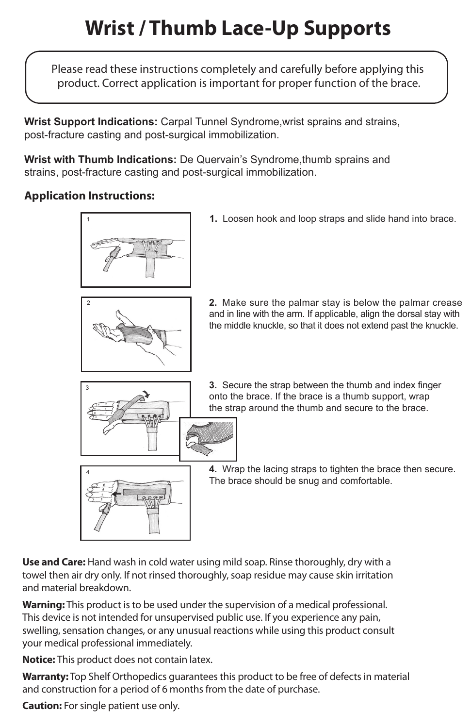# Wrist / Thumb Lace-Up Supports

Please read these instructions completely and carefully before applying this product. Correct application is important for proper function of the brace.

**Wrist Support Indications:** Carpal Tunnel Syndrome,wrist sprains and strains, post-fracture casting and post-surgical immobilization.

**Wrist with Thumb Indications:** De Quervain's Syndrome,thumb sprains and strains, post-fracture casting and post-surgical immobilization.

## Application Instructions:

1. Loosen hook and loop straps and slide hand into brace.

2. Make sure the palmar stay is below the palmar crease and in line with the arm. If applicable, align the dorsal stay with the middle knuckle, so that it does not extend past the knuckle.

3. Secure the strap between the thumb and index finger onto the brace. If the brace is a thumb support, wrap the strap around the thumb and secure to the brace.

4. Wrap the lacing straps to tighten the brace then secure. The brace should be snug and comfortable.

**Use and Care:** Hand wash in cold water using mild soap. Rinse thoroughly, dry with a towel then air dry only. If not rinsed thoroughly, soap residue may cause skin irritation and material breakdown.

**Warning:** This product is to be used under the supervision of a medical professional. This device is not intended for unsupervised public use. If you experience any pain, swelling, sensation changes, or any unusual reactions while using this product consult your medical professional immediately.

**Notice:** This product does not contain latex.

**Warranty:** Top Shelf Orthopedics guarantees this product to be free of defects in material and construction for a period of 6 months from the date of purchase.

**Caution:** For single patient use only.